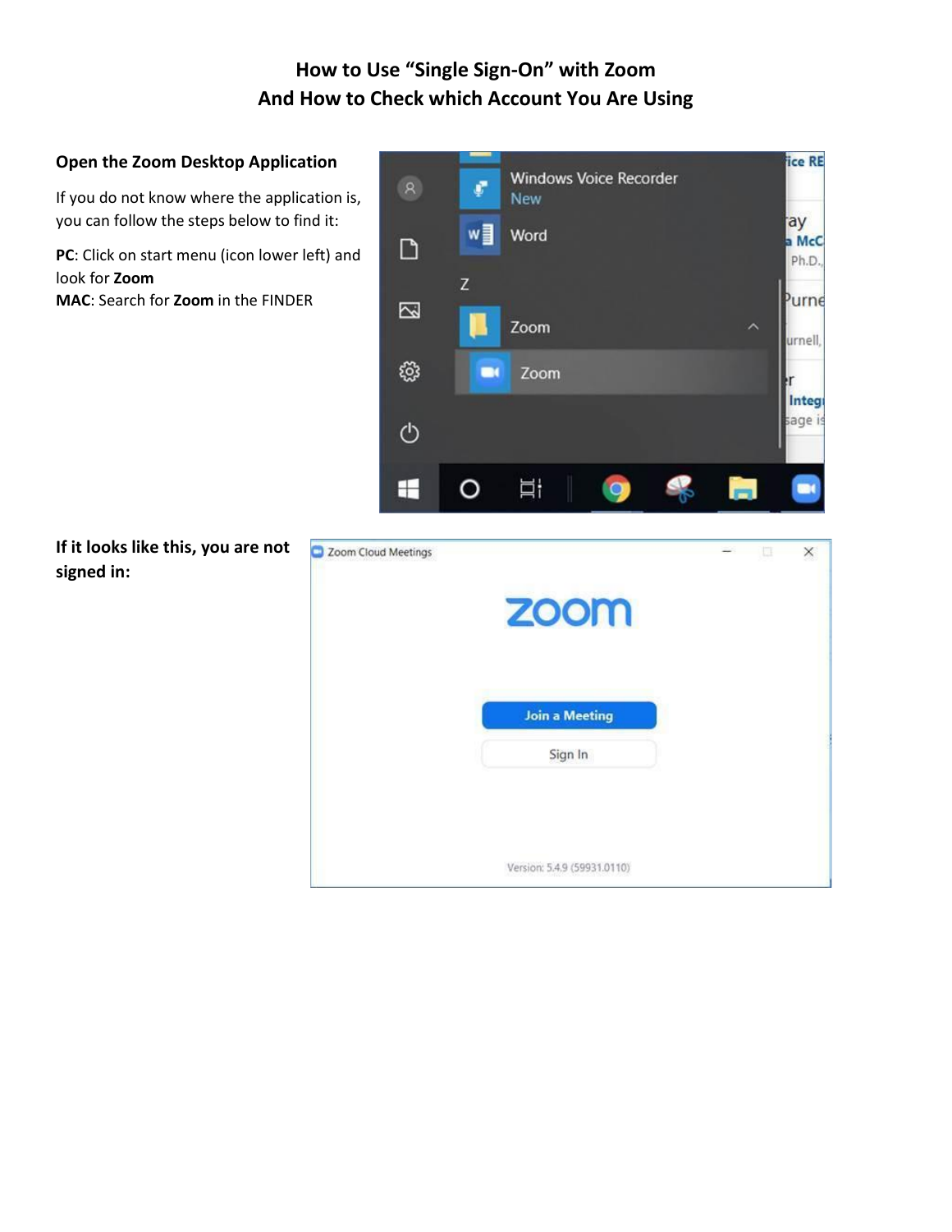# How to Use "Single Sign-On" with Zoom
# And How to Check which Account You Are Using

### Open the Zoom Desktop Application

If you do not know where the application is, you can follow the steps below to find it:

**PC**: Click on start menu (icon lower left) and look for **Zoom**
**MAC**: Search for **Zoom** in the FINDER

**If it looks like this, you are not signed in:**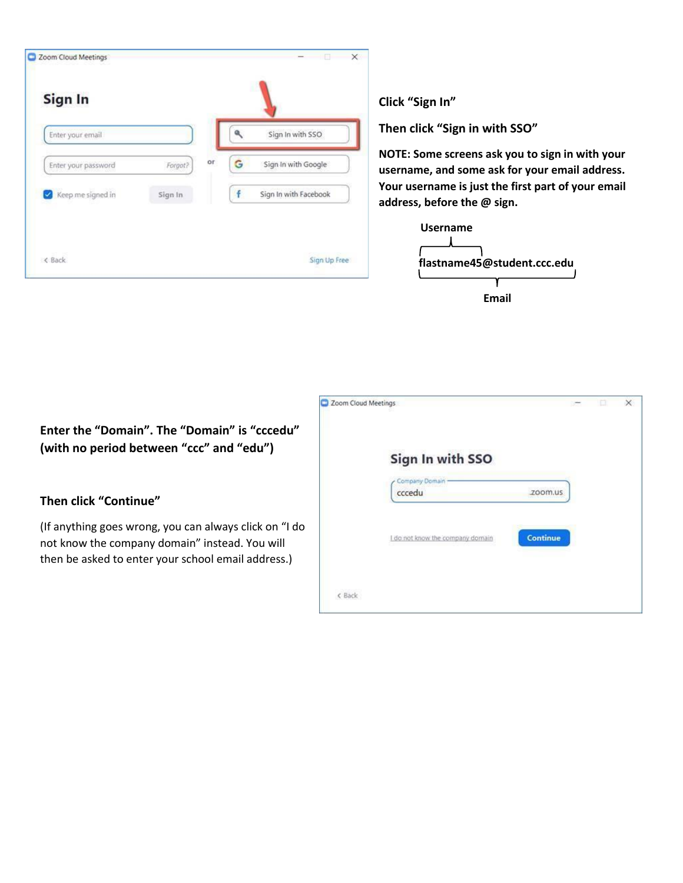Click "Sign In"

Then click "Sign in with SSO"

NOTE: Some screens ask you to sign in with your username, and some ask for your email address. Your username is just the first part of your email address, before the @ sign.

Username

flastname45@student.ccc.edu

Email

Enter the "Domain". The "Domain" is "cccedu" (with no period between "ccc" and "edu")

Then click "Continue"

(If anything goes wrong, you can always click on "I do not know the company domain" instead. You will then be asked to enter your school email address.)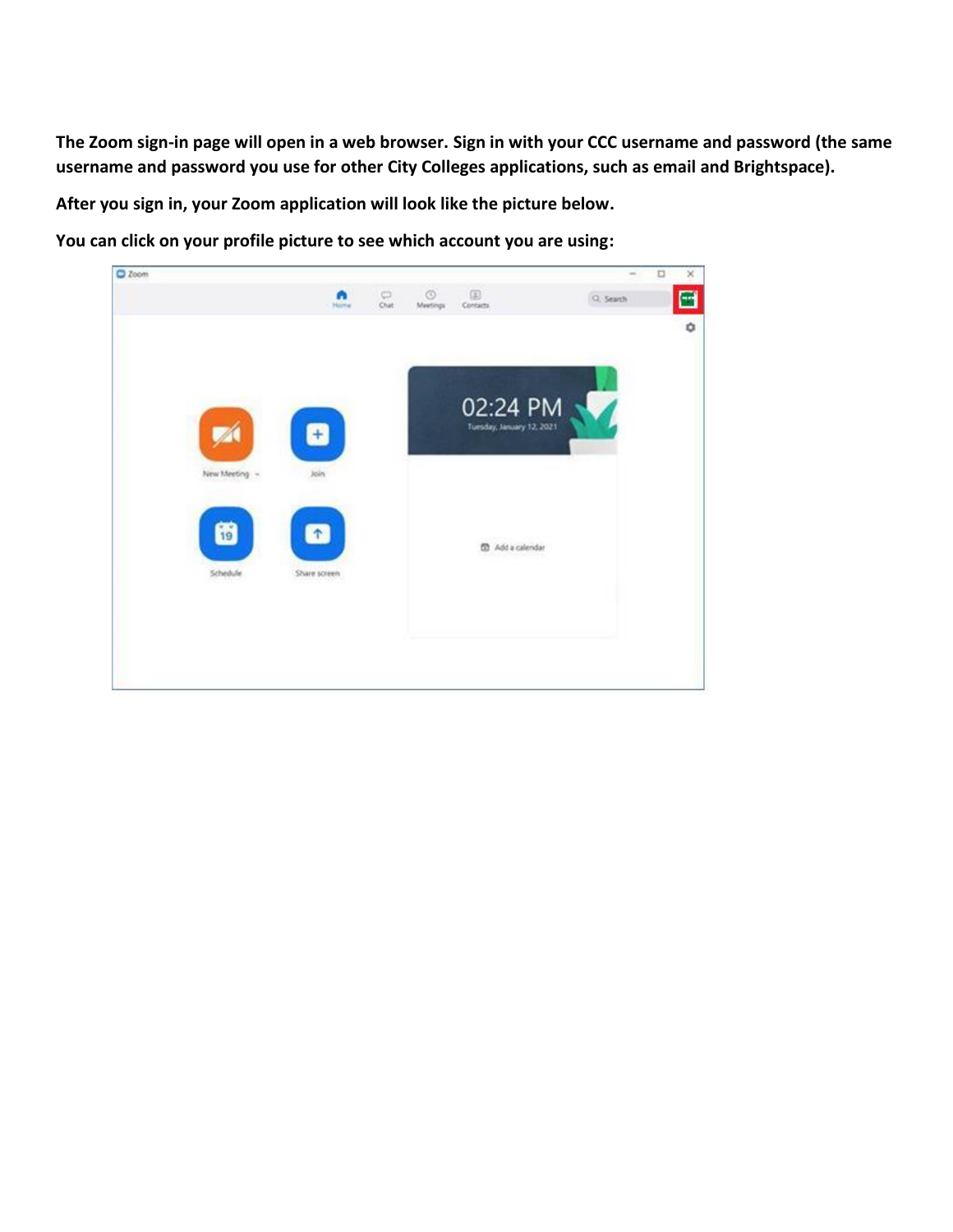**The Zoom sign-in page will open in a web browser. Sign in with your CCC username and password (the same username and password you use for other City Colleges applications, such as email and Brightspace).**

**After you sign in, your Zoom application will look like the picture below.**

**You can click on your profile picture to see which account you are using:**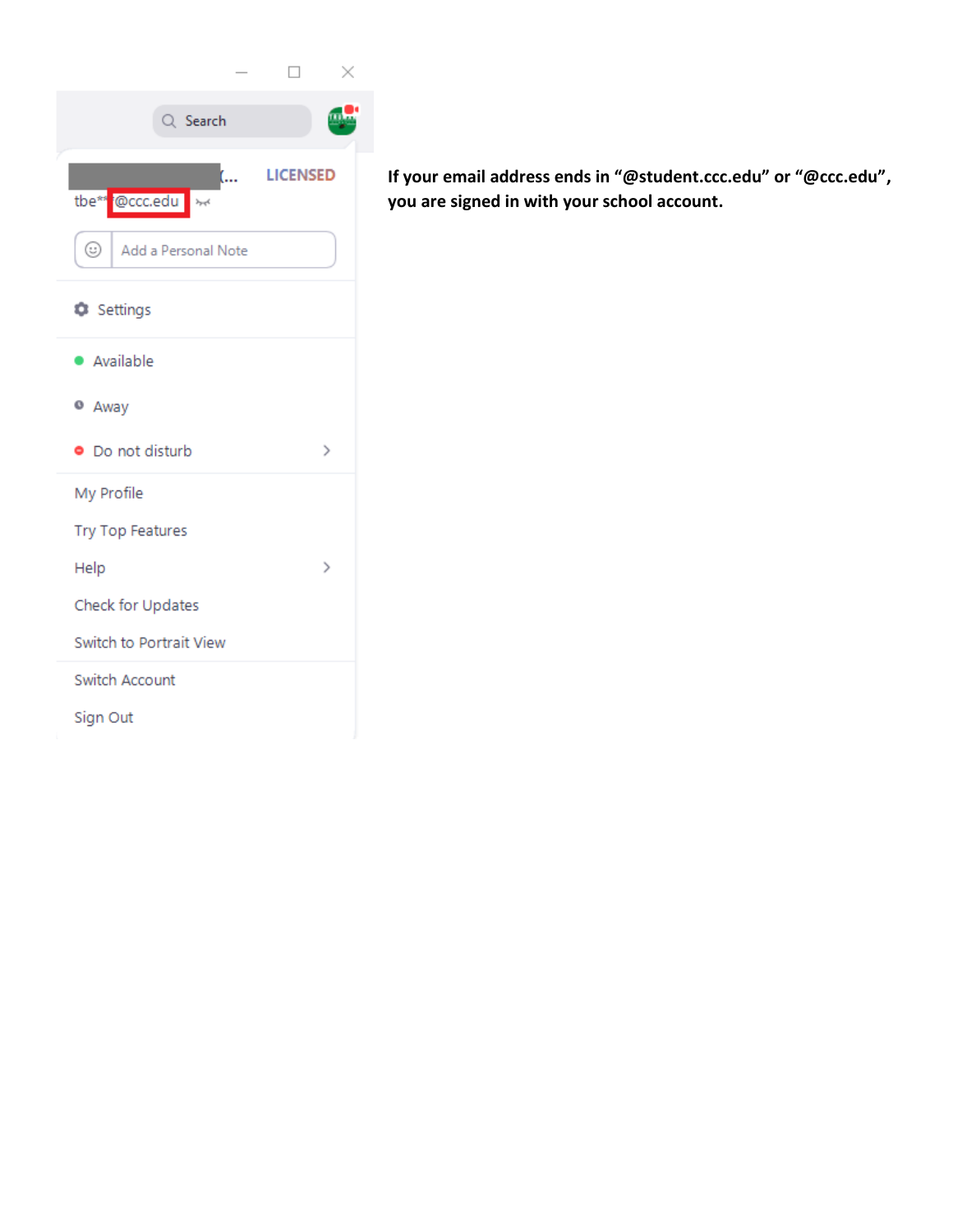**If your email address ends in "@student.ccc.edu" or "@ccc.edu", you are signed in with your school account.**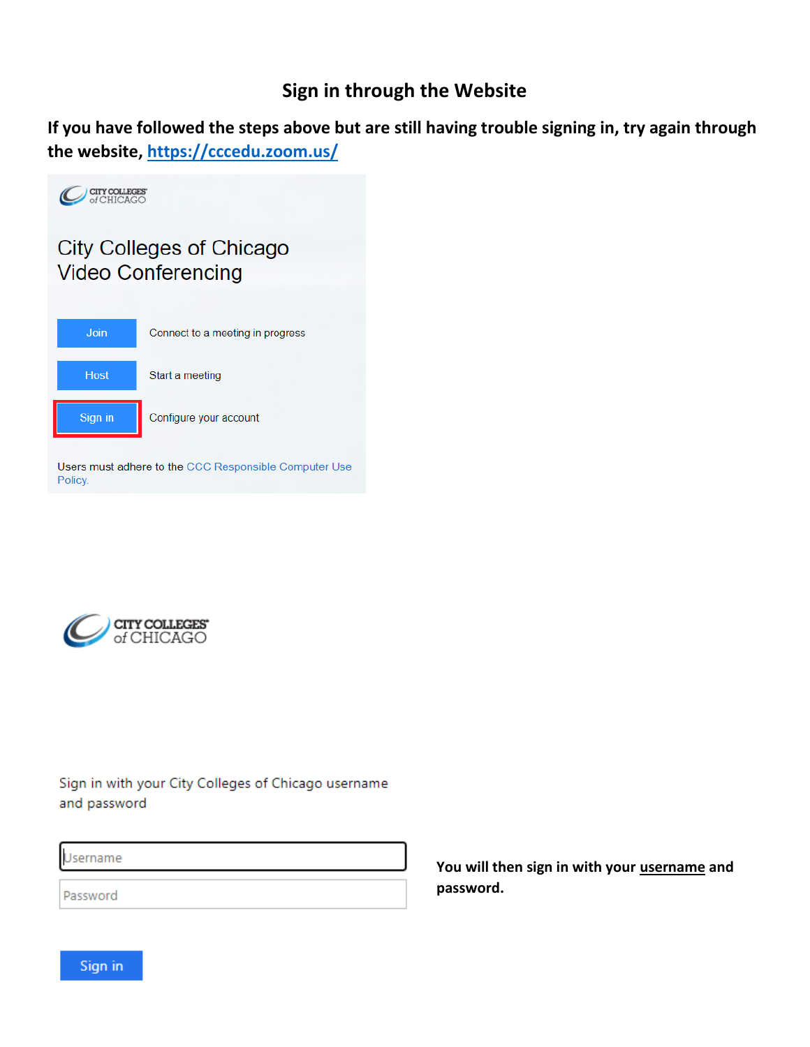## Sign in through the Website

**If you have followed the steps above but are still having trouble signing in, try again through the website, [https://cccedu.zoom.us/](https://cccedu.zoom.us/)**

City Colleges of Chicago Video Conferencing

Join — Connect to a meeting in progress

Host — Start a meeting

Sign in — Configure your account

Users must adhere to the CCC Responsible Computer Use Policy.

CITY COLLEGES of CHICAGO

Sign in with your City Colleges of Chicago username and password

Username

Password

Sign in

**You will then sign in with your <u>username</u> and password.**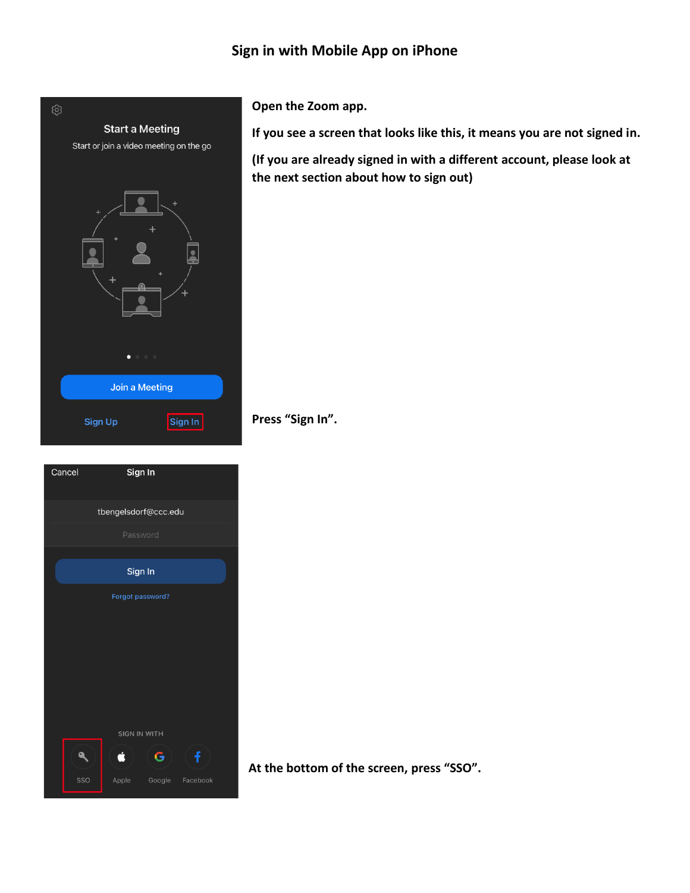## Sign in with Mobile App on iPhone

**Open the Zoom app.**

**If you see a screen that looks like this, it means you are not signed in.**

**(If you are already signed in with a different account, please look at the next section about how to sign out)**

**Press "Sign In".**

**At the bottom of the screen, press "SSO".**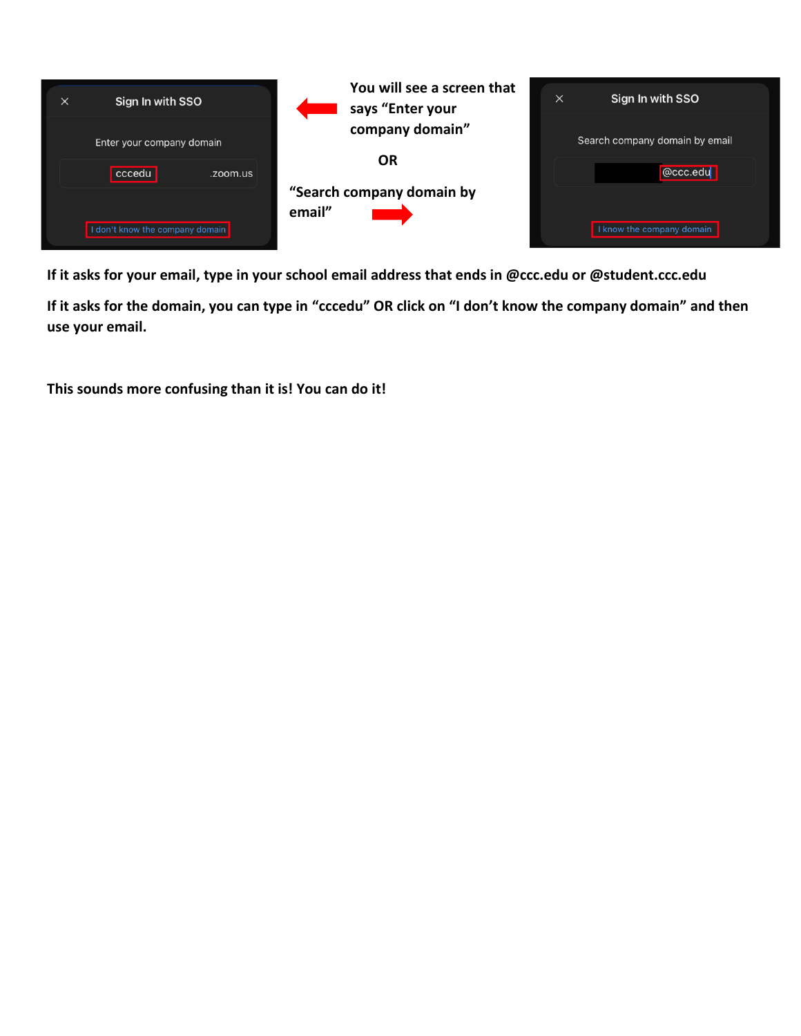You will see a screen that says "Enter your company domain"

OR

"Search company domain by email"

**If it asks for your email, type in your school email address that ends in @ccc.edu or @student.ccc.edu**

**If it asks for the domain, you can type in "cccedu" OR click on "I don't know the company domain" and then use your email.**

**This sounds more confusing than it is! You can do it!**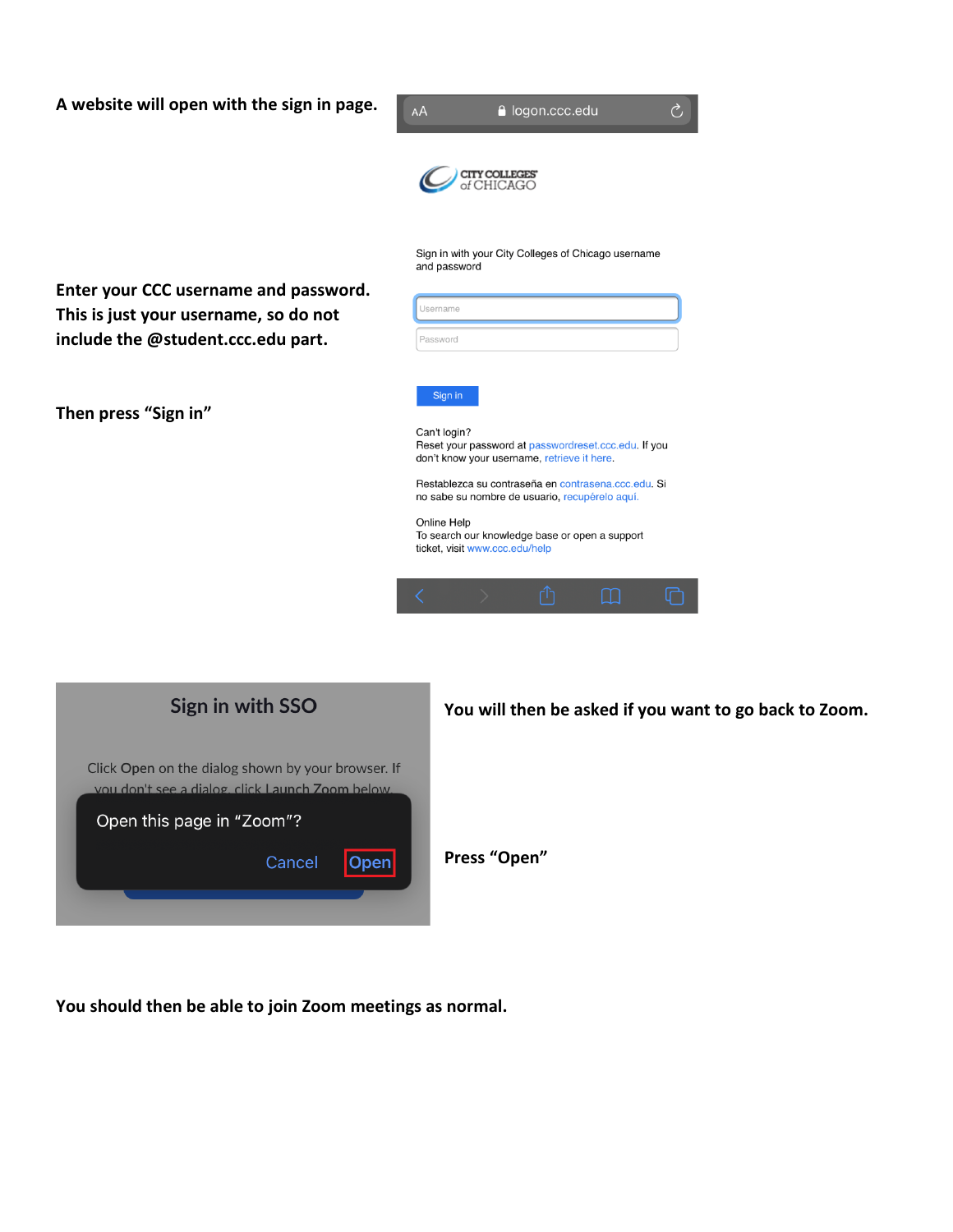**A website will open with the sign in page.**

**Enter your CCC username and password. This is just your username, so do not include the @student.ccc.edu part.**

**Then press "Sign in"**

**You will then be asked if you want to go back to Zoom.**

**Press "Open"**

**You should then be able to join Zoom meetings as normal.**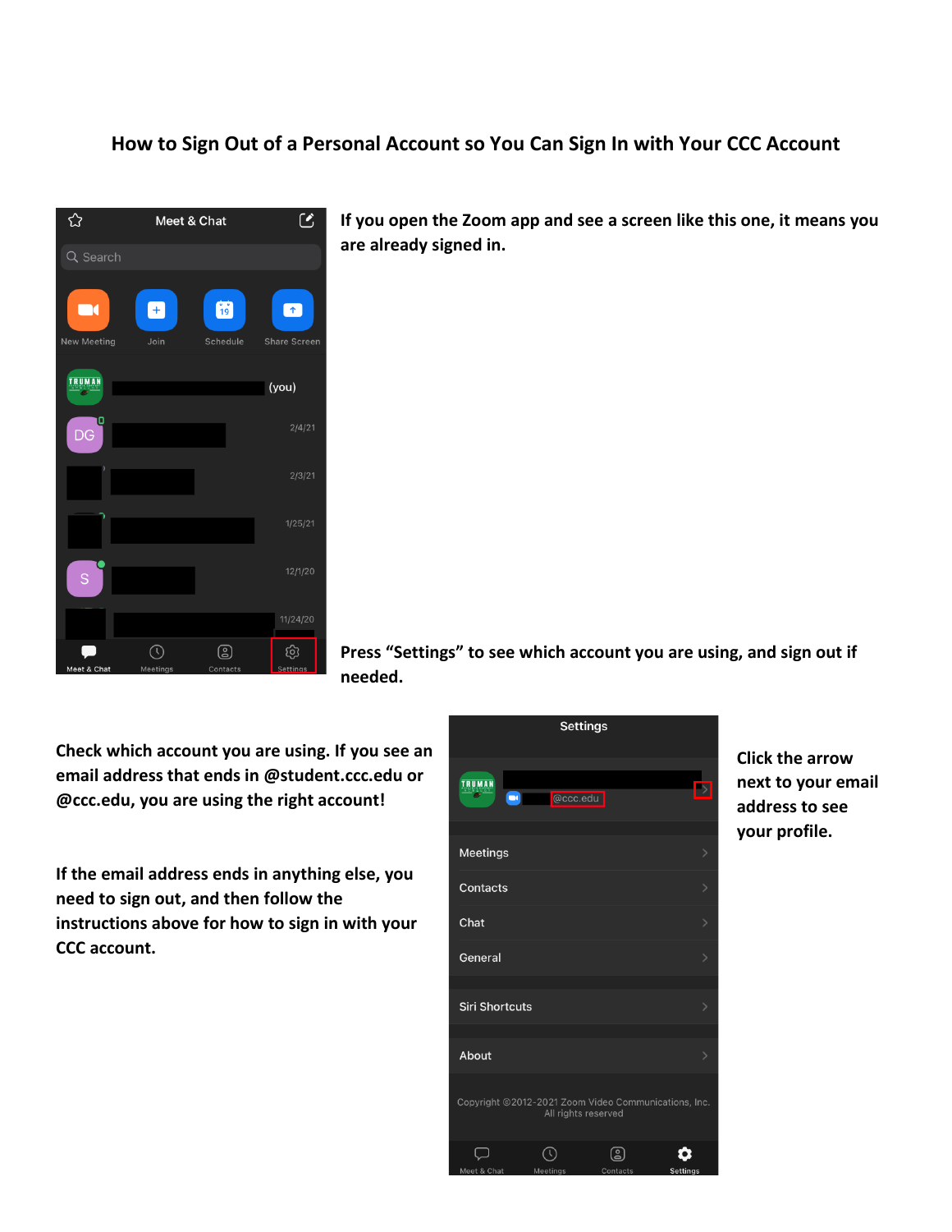# How to Sign Out of a Personal Account so You Can Sign In with Your CCC Account

If you open the Zoom app and see a screen like this one, it means you are already signed in.

Press "Settings" to see which account you are using, and sign out if needed.

Check which account you are using. If you see an email address that ends in @student.ccc.edu or @ccc.edu, you are using the right account!

If the email address ends in anything else, you need to sign out, and then follow the instructions above for how to sign in with your CCC account.

Click the arrow next to your email address to see your profile.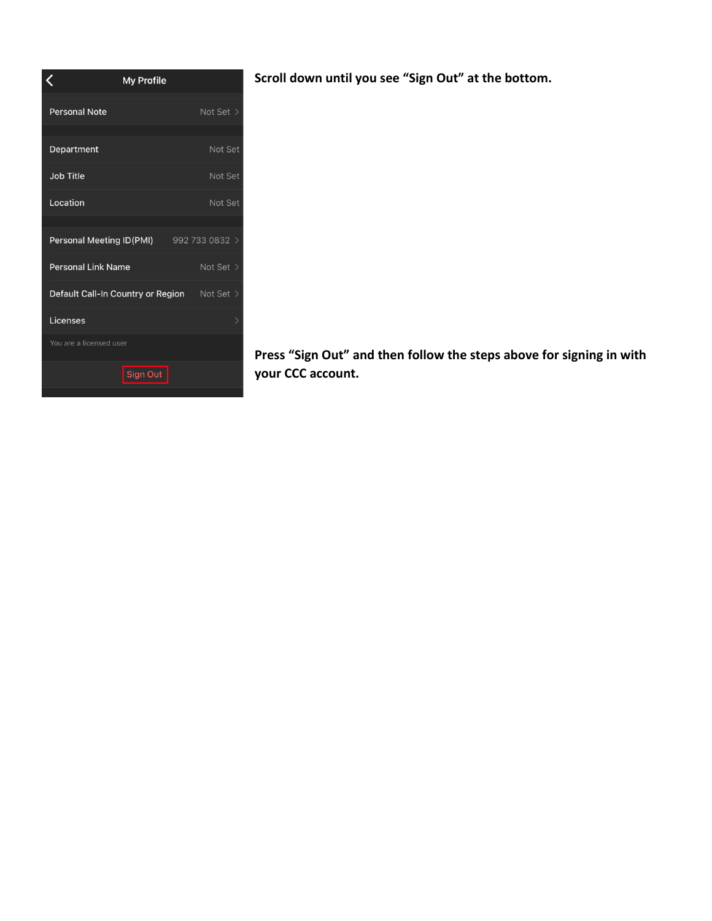**Scroll down until you see "Sign Out" at the bottom.**

**Press "Sign Out" and then follow the steps above for signing in with your CCC account.**